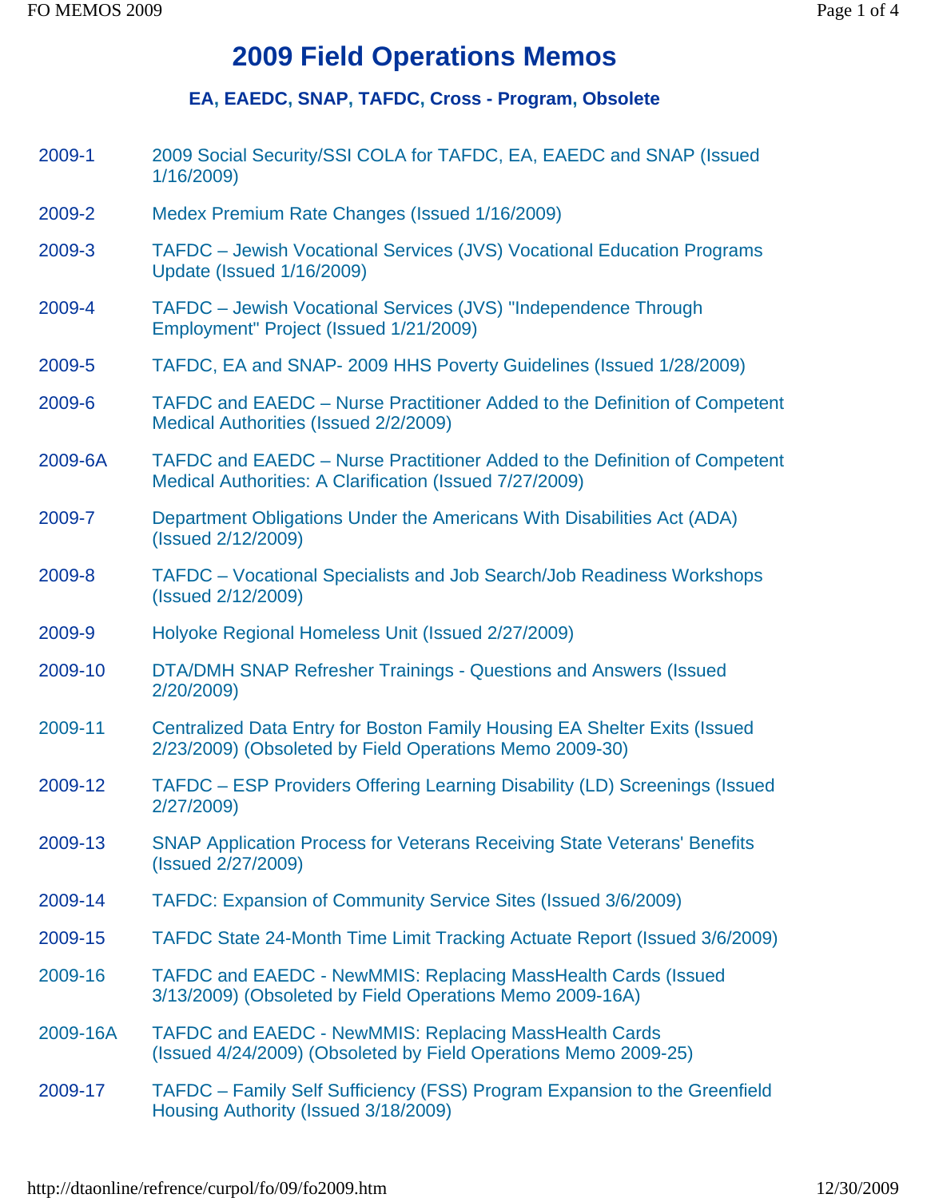# 2009 Field Operations Memos

### EA, EAEDC, SNAP, TAFDC, Cross - Program, Obsolete

| | |
|---|---|
| 2009-1 | 2009 Social Security/SSI COLA for TAFDC, EA, EAEDC and SNAP (Issued 1/16/2009) |
| 2009-2 | Medex Premium Rate Changes (Issued 1/16/2009) |
| 2009-3 | TAFDC – Jewish Vocational Services (JVS) Vocational Education Programs Update (Issued 1/16/2009) |
| 2009-4 | TAFDC – Jewish Vocational Services (JVS) "Independence Through Employment" Project (Issued 1/21/2009) |
| 2009-5 | TAFDC, EA and SNAP- 2009 HHS Poverty Guidelines (Issued 1/28/2009) |
| 2009-6 | TAFDC and EAEDC – Nurse Practitioner Added to the Definition of Competent Medical Authorities (Issued 2/2/2009) |
| 2009-6A | TAFDC and EAEDC – Nurse Practitioner Added to the Definition of Competent Medical Authorities: A Clarification (Issued 7/27/2009) |
| 2009-7 | Department Obligations Under the Americans With Disabilities Act (ADA) (Issued 2/12/2009) |
| 2009-8 | TAFDC – Vocational Specialists and Job Search/Job Readiness Workshops (Issued 2/12/2009) |
| 2009-9 | Holyoke Regional Homeless Unit (Issued 2/27/2009) |
| 2009-10 | DTA/DMH SNAP Refresher Trainings - Questions and Answers (Issued 2/20/2009) |
| 2009-11 | Centralized Data Entry for Boston Family Housing EA Shelter Exits (Issued 2/23/2009) (Obsoleted by Field Operations Memo 2009-30) |
| 2009-12 | TAFDC – ESP Providers Offering Learning Disability (LD) Screenings (Issued 2/27/2009) |
| 2009-13 | SNAP Application Process for Veterans Receiving State Veterans' Benefits (Issued 2/27/2009) |
| 2009-14 | TAFDC: Expansion of Community Service Sites (Issued 3/6/2009) |
| 2009-15 | TAFDC State 24-Month Time Limit Tracking Actuate Report (Issued 3/6/2009) |
| 2009-16 | TAFDC and EAEDC - NewMMIS: Replacing MassHealth Cards (Issued 3/13/2009) (Obsoleted by Field Operations Memo 2009-16A) |
| 2009-16A | TAFDC and EAEDC - NewMMIS: Replacing MassHealth Cards (Issued 4/24/2009) (Obsoleted by Field Operations Memo 2009-25) |
| 2009-17 | TAFDC – Family Self Sufficiency (FSS) Program Expansion to the Greenfield Housing Authority (Issued 3/18/2009) |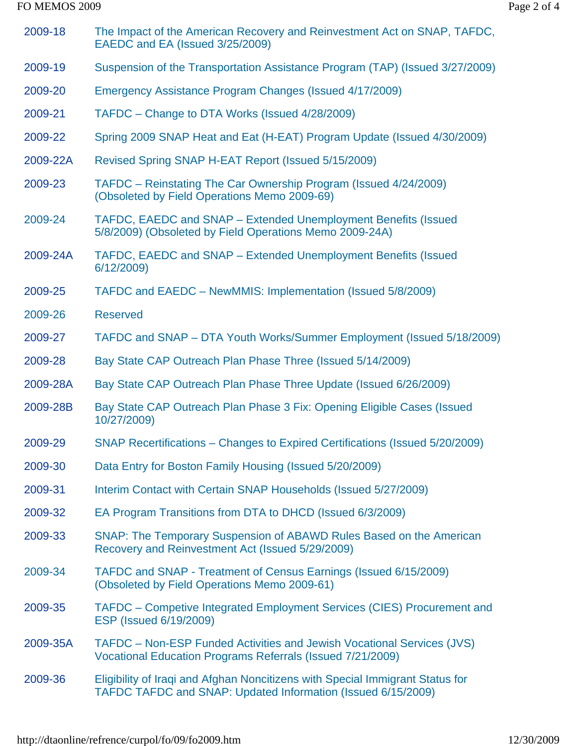| | |
|---|---|
| 2009-18 | The Impact of the American Recovery and Reinvestment Act on SNAP, TAFDC, EAEDC and EA (Issued 3/25/2009) |
| 2009-19 | Suspension of the Transportation Assistance Program (TAP) (Issued 3/27/2009) |
| 2009-20 | Emergency Assistance Program Changes (Issued 4/17/2009) |
| 2009-21 | TAFDC – Change to DTA Works (Issued 4/28/2009) |
| 2009-22 | Spring 2009 SNAP Heat and Eat (H-EAT) Program Update (Issued 4/30/2009) |
| 2009-22A | Revised Spring SNAP H-EAT Report (Issued 5/15/2009) |
| 2009-23 | TAFDC – Reinstating The Car Ownership Program (Issued 4/24/2009) (Obsoleted by Field Operations Memo 2009-69) |
| 2009-24 | TAFDC, EAEDC and SNAP – Extended Unemployment Benefits (Issued 5/8/2009) (Obsoleted by Field Operations Memo 2009-24A) |
| 2009-24A | TAFDC, EAEDC and SNAP – Extended Unemployment Benefits (Issued 6/12/2009) |
| 2009-25 | TAFDC and EAEDC – NewMMIS: Implementation (Issued 5/8/2009) |
| 2009-26 | Reserved |
| 2009-27 | TAFDC and SNAP – DTA Youth Works/Summer Employment (Issued 5/18/2009) |
| 2009-28 | Bay State CAP Outreach Plan Phase Three (Issued 5/14/2009) |
| 2009-28A | Bay State CAP Outreach Plan Phase Three Update (Issued 6/26/2009) |
| 2009-28B | Bay State CAP Outreach Plan Phase 3 Fix: Opening Eligible Cases (Issued 10/27/2009) |
| 2009-29 | SNAP Recertifications – Changes to Expired Certifications (Issued 5/20/2009) |
| 2009-30 | Data Entry for Boston Family Housing (Issued 5/20/2009) |
| 2009-31 | Interim Contact with Certain SNAP Households (Issued 5/27/2009) |
| 2009-32 | EA Program Transitions from DTA to DHCD (Issued 6/3/2009) |
| 2009-33 | SNAP: The Temporary Suspension of ABAWD Rules Based on the American Recovery and Reinvestment Act (Issued 5/29/2009) |
| 2009-34 | TAFDC and SNAP - Treatment of Census Earnings (Issued 6/15/2009) (Obsoleted by Field Operations Memo 2009-61) |
| 2009-35 | TAFDC – Competive Integrated Employment Services (CIES) Procurement and ESP (Issued 6/19/2009) |
| 2009-35A | TAFDC – Non-ESP Funded Activities and Jewish Vocational Services (JVS) Vocational Education Programs Referrals (Issued 7/21/2009) |
| 2009-36 | Eligibility of Iraqi and Afghan Noncitizens with Special Immigrant Status for TAFDC TAFDC and SNAP: Updated Information (Issued 6/15/2009) |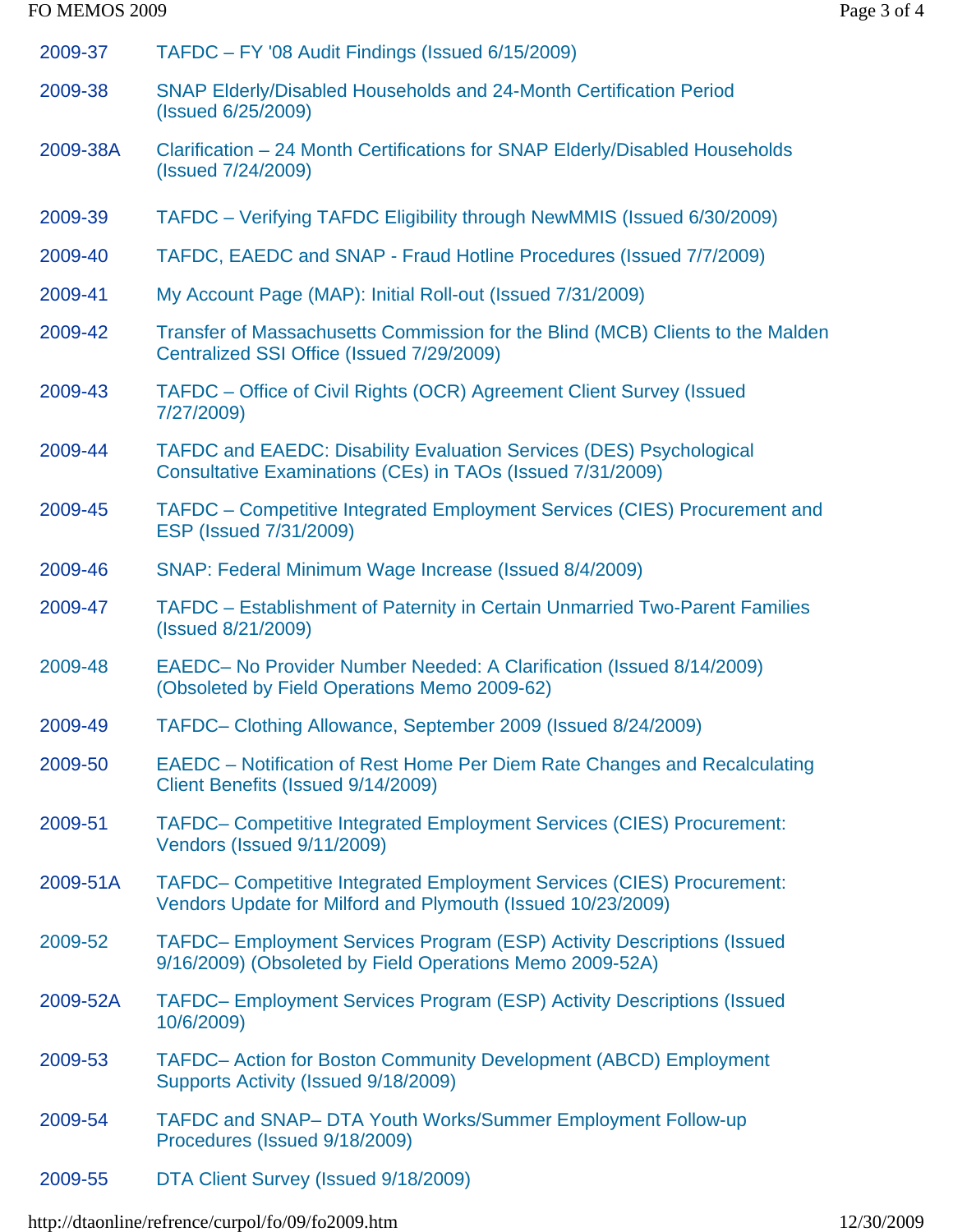| | |
|---|---|
| 2009-37 | TAFDC – FY '08 Audit Findings (Issued 6/15/2009) |
| 2009-38 | SNAP Elderly/Disabled Households and 24-Month Certification Period (Issued 6/25/2009) |
| 2009-38A | Clarification – 24 Month Certifications for SNAP Elderly/Disabled Households (Issued 7/24/2009) |
| 2009-39 | TAFDC – Verifying TAFDC Eligibility through NewMMIS (Issued 6/30/2009) |
| 2009-40 | TAFDC, EAEDC and SNAP - Fraud Hotline Procedures (Issued 7/7/2009) |
| 2009-41 | My Account Page (MAP): Initial Roll-out (Issued 7/31/2009) |
| 2009-42 | Transfer of Massachusetts Commission for the Blind (MCB) Clients to the Malden Centralized SSI Office (Issued 7/29/2009) |
| 2009-43 | TAFDC – Office of Civil Rights (OCR) Agreement Client Survey (Issued 7/27/2009) |
| 2009-44 | TAFDC and EAEDC: Disability Evaluation Services (DES) Psychological Consultative Examinations (CEs) in TAOs (Issued 7/31/2009) |
| 2009-45 | TAFDC – Competitive Integrated Employment Services (CIES) Procurement and ESP (Issued 7/31/2009) |
| 2009-46 | SNAP: Federal Minimum Wage Increase (Issued 8/4/2009) |
| 2009-47 | TAFDC – Establishment of Paternity in Certain Unmarried Two-Parent Families (Issued 8/21/2009) |
| 2009-48 | EAEDC– No Provider Number Needed: A Clarification (Issued 8/14/2009) (Obsoleted by Field Operations Memo 2009-62) |
| 2009-49 | TAFDC– Clothing Allowance, September 2009 (Issued 8/24/2009) |
| 2009-50 | EAEDC – Notification of Rest Home Per Diem Rate Changes and Recalculating Client Benefits (Issued 9/14/2009) |
| 2009-51 | TAFDC– Competitive Integrated Employment Services (CIES) Procurement: Vendors (Issued 9/11/2009) |
| 2009-51A | TAFDC– Competitive Integrated Employment Services (CIES) Procurement: Vendors Update for Milford and Plymouth (Issued 10/23/2009) |
| 2009-52 | TAFDC– Employment Services Program (ESP) Activity Descriptions (Issued 9/16/2009) (Obsoleted by Field Operations Memo 2009-52A) |
| 2009-52A | TAFDC– Employment Services Program (ESP) Activity Descriptions (Issued 10/6/2009) |
| 2009-53 | TAFDC– Action for Boston Community Development (ABCD) Employment Supports Activity (Issued 9/18/2009) |
| 2009-54 | TAFDC and SNAP– DTA Youth Works/Summer Employment Follow-up Procedures (Issued 9/18/2009) |
| 2009-55 | DTA Client Survey (Issued 9/18/2009) |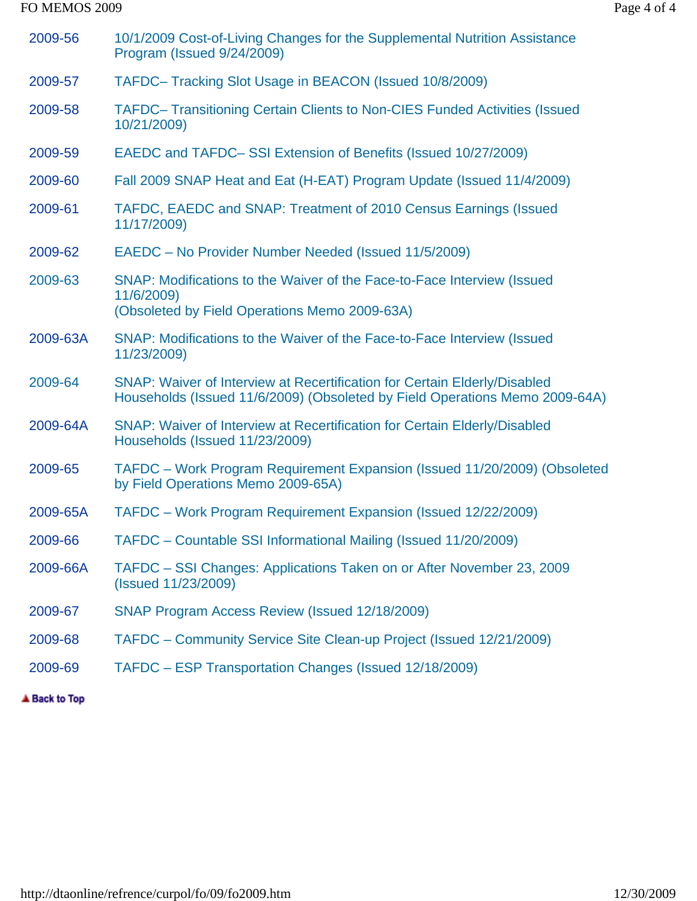| | |
|---|---|
| 2009-56 | 10/1/2009 Cost-of-Living Changes for the Supplemental Nutrition Assistance Program (Issued 9/24/2009) |
| 2009-57 | TAFDC– Tracking Slot Usage in BEACON (Issued 10/8/2009) |
| 2009-58 | TAFDC– Transitioning Certain Clients to Non-CIES Funded Activities (Issued 10/21/2009) |
| 2009-59 | EAEDC and TAFDC– SSI Extension of Benefits (Issued 10/27/2009) |
| 2009-60 | Fall 2009 SNAP Heat and Eat (H-EAT) Program Update (Issued 11/4/2009) |
| 2009-61 | TAFDC, EAEDC and SNAP: Treatment of 2010 Census Earnings (Issued 11/17/2009) |
| 2009-62 | EAEDC – No Provider Number Needed (Issued 11/5/2009) |
| 2009-63 | SNAP: Modifications to the Waiver of the Face-to-Face Interview (Issued 11/6/2009) (Obsoleted by Field Operations Memo 2009-63A) |
| 2009-63A | SNAP: Modifications to the Waiver of the Face-to-Face Interview (Issued 11/23/2009) |
| 2009-64 | SNAP: Waiver of Interview at Recertification for Certain Elderly/Disabled Households (Issued 11/6/2009) (Obsoleted by Field Operations Memo 2009-64A) |
| 2009-64A | SNAP: Waiver of Interview at Recertification for Certain Elderly/Disabled Households (Issued 11/23/2009) |
| 2009-65 | TAFDC – Work Program Requirement Expansion (Issued 11/20/2009) (Obsoleted by Field Operations Memo 2009-65A) |
| 2009-65A | TAFDC – Work Program Requirement Expansion (Issued 12/22/2009) |
| 2009-66 | TAFDC – Countable SSI Informational Mailing (Issued 11/20/2009) |
| 2009-66A | TAFDC – SSI Changes: Applications Taken on or After November 23, 2009 (Issued 11/23/2009) |
| 2009-67 | SNAP Program Access Review (Issued 12/18/2009) |
| 2009-68 | TAFDC – Community Service Site Clean-up Project (Issued 12/21/2009) |
| 2009-69 | TAFDC – ESP Transportation Changes (Issued 12/18/2009) |

▲ Back to Top